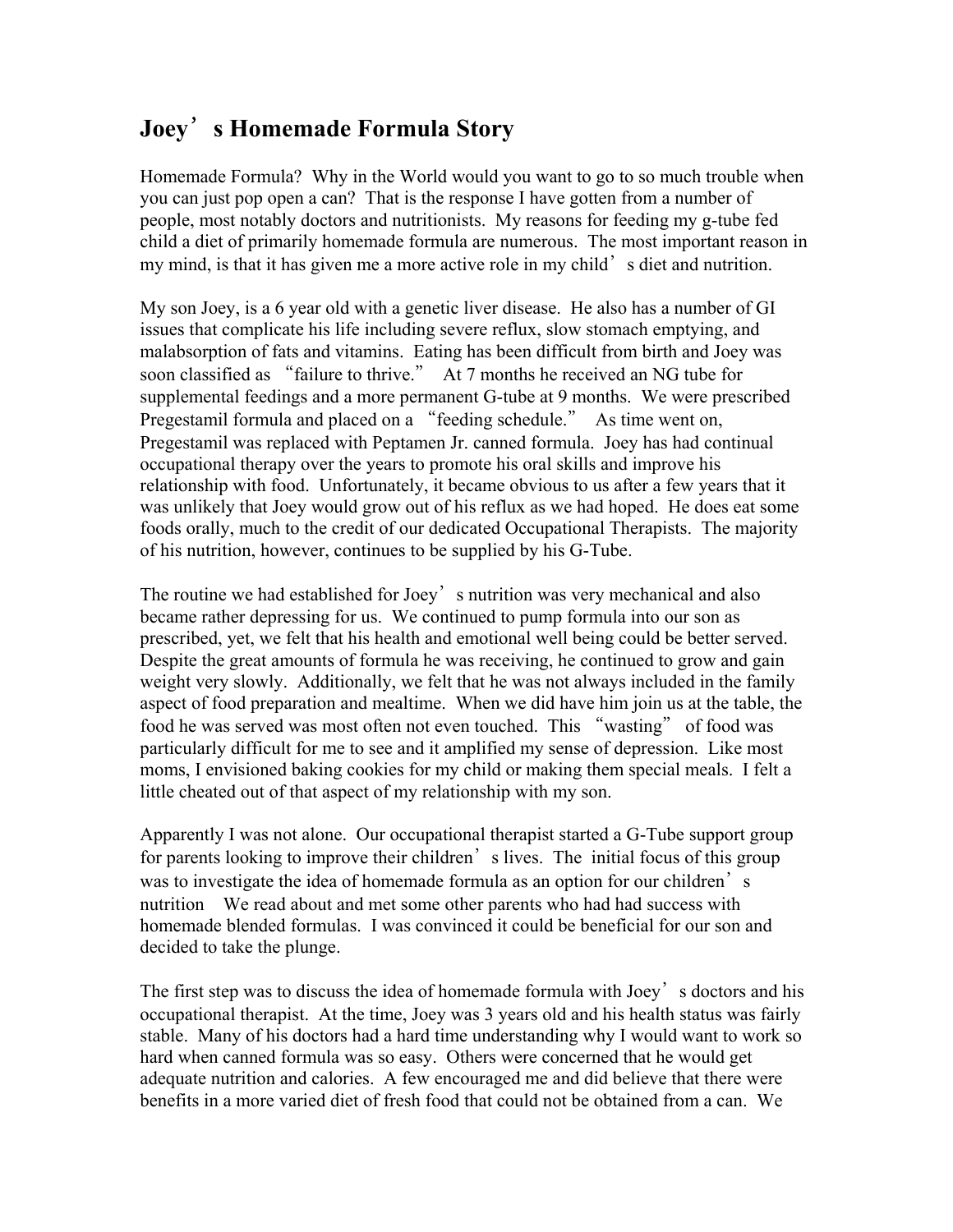# Joey's Homemade Formula Story

Homemade Formula? Why in the World would you want to go to so much trouble when you can just pop open a can? That is the response I have gotten from a number of people, most notably doctors and nutritionists. My reasons for feeding my g-tube fed child a diet of primarily homemade formula are numerous. The most important reason in my mind, is that it has given me a more active role in my child's diet and nutrition.

My son Joey, is a 6 year old with a genetic liver disease. He also has a number of GI issues that complicate his life including severe reflux, slow stomach emptying, and malabsorption of fats and vitamins. Eating has been difficult from birth and Joey was soon classified as "failure to thrive." At 7 months he received an NG tube for supplemental feedings and a more permanent G-tube at 9 months. We were prescribed Pregestamil formula and placed on a "feeding schedule." As time went on, Pregestamil was replaced with Peptamen Jr. canned formula. Joey has had continual occupational therapy over the years to promote his oral skills and improve his relationship with food. Unfortunately, it became obvious to us after a few years that it was unlikely that Joey would grow out of his reflux as we had hoped. He does eat some foods orally, much to the credit of our dedicated Occupational Therapists. The majority of his nutrition, however, continues to be supplied his G-Tube.

The routine we had established for Joey's nutrition was very mechanical and also became rather depressing for us. We continued to pump formula into our son as prescribed, yet, we felt that his health and emotional well being could be better served. Despite the great amounts of formula he was receiving, he continued to grow and gain weight very slowly. Additionally, we felt that he was not always included in the family aspect of food preparation and mealtime. When we did have him join us at the table, the food he was served was most often not even touched. This "wasting" of food was particularly difficult for me to see and it amplified my sense of depression. Like most moms, I envisioned baking cookies for my child or making them special meals. I felt a little cheated out of that aspect of my relationship with my son.

Apparently I was not alone. Our occupational therapist started a G-Tube support group for parents looking to improve their children's lives. The initial focus of this group was to investigate the idea of homemade formula as an option for our children's nutrition We read about and met some other parents who had had success with homemade blended formulas. I was convinced it could be beneficial for our son and decided to take the plunge.

The first step was to discuss the idea of homemade formula with Joey's doctors and his occupational therapist. At the time, Joey was 3 years old and his health status was fairly stable. Many of his doctors had a hard time understanding why I would want to work so hard when canned formula was so easy. Others were concerned that he would get adequate nutrition and calories. A few encouraged me and did believe that there were benefits in a more varied diet of fresh food that could not be obtained from a can. We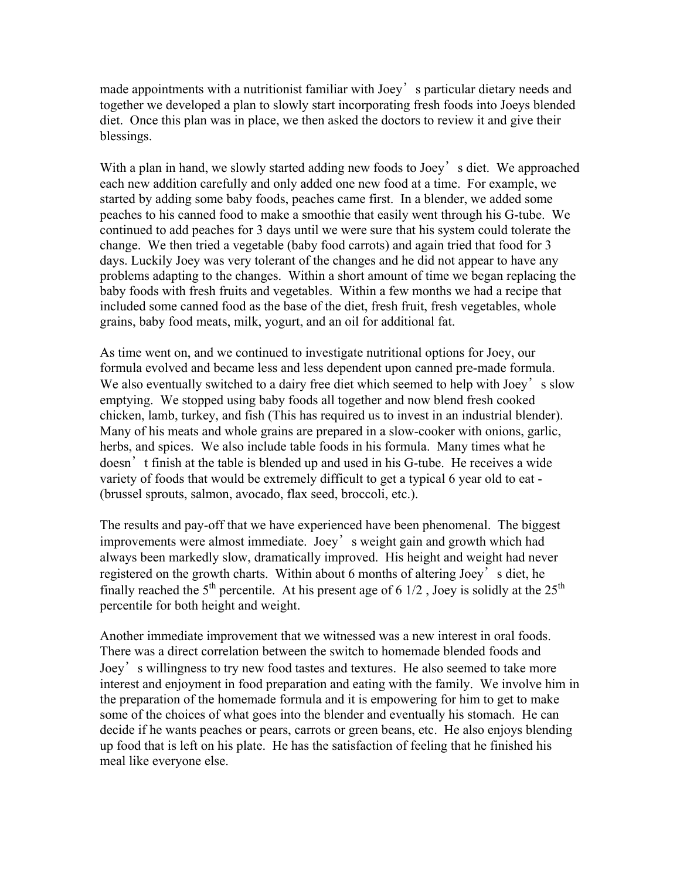made appointments with a nutritionist familiar with Joey's particular dietary needs and together we developed a plan to slowly start incorporating fresh foods into Joeys blended diet. Once this plan was in place, we then asked the doctors to review it and give their blessings.

With a plan in hand, we slowly started adding new foods to Joey's diet. We approached each new addition carefully and only added one new food at a time. For example, we started by adding some baby foods, peaches came first. In a blender, we added some peaches to his canned food to make a smoothie that easily went through his G-tube. We continued to add peaches for 3 days until we were sure that his system could tolerate the change. We then tried a vegetable (baby food carrots) and again tried that food for 3 days. Luckily Joey was very tolerant of the changes and he did not appear to have any problems adapting to the changes. Within a short amount of time we began replacing the baby foods with fresh fruits and vegetables. Within a few months we had a recipe that included some canned food as the base of the diet, fresh fruit, fresh vegetables, whole grains, baby food meats, milk, yogurt, and an oil for additional fat.

As time went on, and we continued to investigate nutritional options for Joey, our formula evolved and became less and less dependent upon canned pre-made formula. We also eventually switched to a dairy free diet which seemed to help with Joey's slow emptying. We stopped using baby foods all together and now blend fresh cooked chicken, lamb, turkey, and fish (This has required us to invest in an industrial blender). Many of his meats and whole grains are prepared in a slow-cooker with onions, garlic, herbs, and spices. We also include table foods in his formula. Many times what he doesn't finish at the table is blended up and used in his G-tube. He receives a wide variety of foods that would be extremely difficult to get a typical 6 year old to eat - (brussel sprouts, salmon, avocado, flax seed, broccoli, etc.).

The results and pay-off that we have experienced have been phenomenal. The biggest improvements were almost immediate. Joey's weight gain and growth which had always been markedly slow, dramatically improved. His height and weight had never registered on the growth charts. Within about 6 months of altering Joey's diet, he finally reached the 5th percentile. At his present age of 6 1/2 , Joey is solidly at the 25th percentile for both height and weight.

Another immediate improvement that we witnessed was a new interest in oral foods. There was a direct correlation between the switch to homemade blended foods and Joey's willingness to try new food tastes and textures. He also seemed to take more interest and enjoyment in food preparation and eating with the family. We involve him in the preparation of the homemade formula and it is empowering for him to get to make some of the choices of what goes into the blender and eventually his stomach. He can decide if he wants peaches or pears, carrots or green beans, etc. He also enjoys blending up food that is left on his plate. He has the satisfaction of feeling that he finished his meal like everyone else.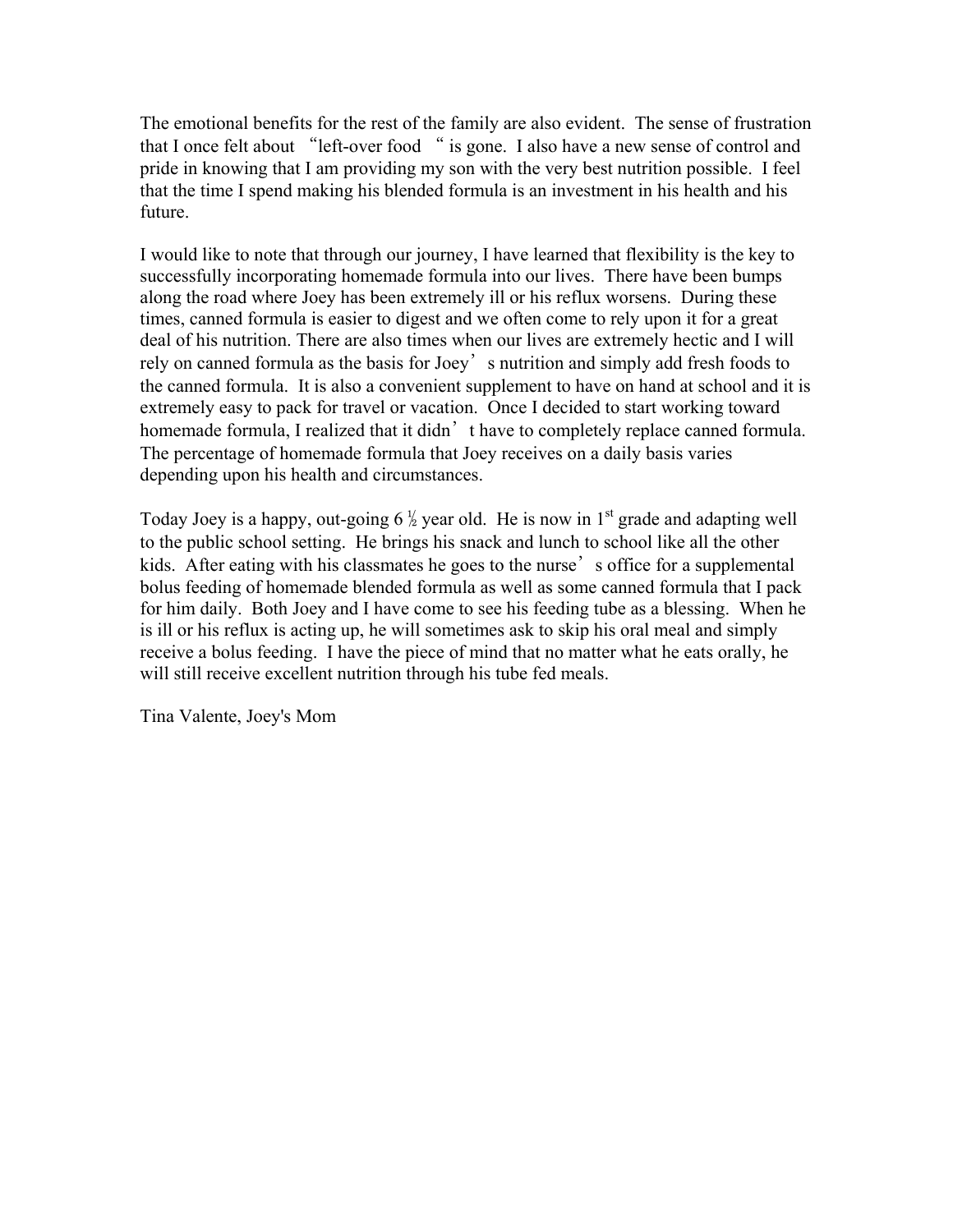The emotional benefits for the rest of the family are also evident. The sense of frustration that I once felt about "left-over food " is gone. I also have a new sense of control and pride in knowing that I am providing my son with the very best nutrition possible. I feel that the time I spend making his blended formula is an investment in his health and his future.

I would like to note that through our journey, I have learned that flexibility is the key to successfully incorporating homemade formula into our lives. There have been bumps along the road where Joey has been extremely ill or his reflux worsens. During these times, canned formula is easier to digest and we often come to rely upon it for a great deal of his nutrition. There are also times when our lives are extremely hectic and I will rely on canned formula as the basis for Joey's nutrition and simply add fresh foods to the canned formula. It is also a convenient supplement to have on hand at school and it is extremely easy to pack for travel or vacation. Once I decided to start working toward homemade formula, I realized that it didn't have to completely replace canned formula. The percentage of homemade formula that Joey receives on a daily basis varies depending upon his health and circumstances.

Today Joey is a happy, out-going 6 ½ year old. He is now in 1st grade and adapting well to the public school setting. He brings his snack and lunch to school like all the other kids. After eating with his classmates he goes to the nurse's office for a supplemental bolus feeding of homemade blended formula as well as some canned formula that I pack for him daily. Both Joey and I have come to see his feeding tube as a blessing. When he is ill or his reflux is acting up, he will sometimes ask to skip his oral meal and simply receive a bolus feeding. I have the piece of mind that no matter what he eats orally, he will still receive excellent nutrition through his tube fed meals.

Tina Valente, Joey's Mom